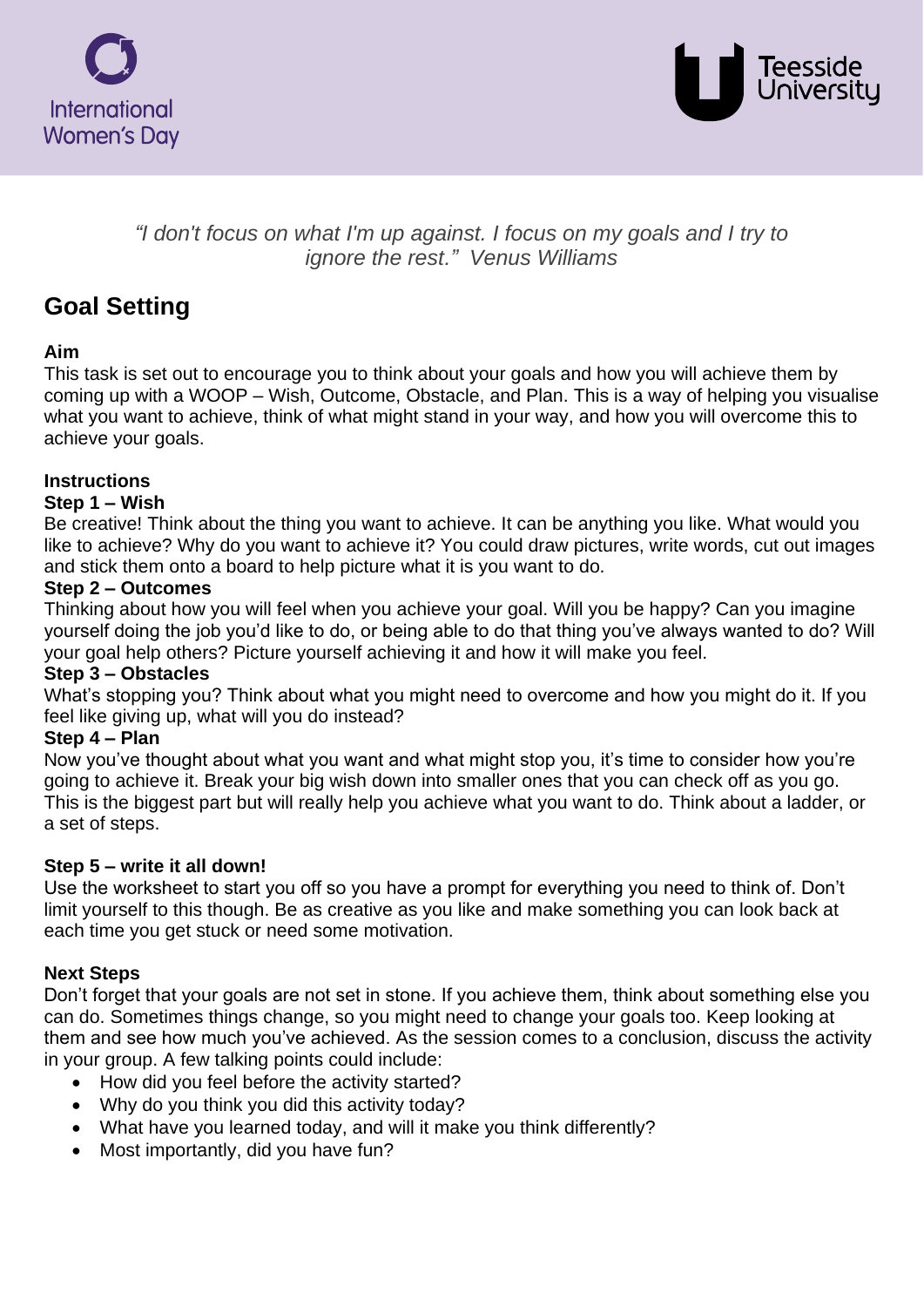International Women's Day

Teesside University

*"I don't focus on what I'm up against. I focus on my goals and I try to ignore the rest." Venus Williams*

## Goal Setting

**Aim**

This task is set out to encourage you to think about your goals and how you will achieve them by coming up with a WOOP – Wish, Outcome, Obstacle, and Plan. This is a way of helping you visualise what you want to achieve, think of what might stand in your way, and how you will overcome this to achieve your goals.

**Instructions**

**Step 1 – Wish**

Be creative! Think about the thing you want to achieve. It can be anything you like. What would you like to achieve? Why do you want to achieve it? You could draw pictures, write words, cut out images and stick them onto a board to help picture what it is you want to do.

**Step 2 – Outcomes**

Thinking about how you will feel when you achieve your goal. Will you be happy? Can you imagine yourself doing the job you'd like to do, or being able to do that thing you've always wanted to do? Will your goal help others? Picture yourself achieving it and how it will make you feel.

**Step 3 – Obstacles**

What's stopping you? Think about what you might need to overcome and how you might do it. If you feel like giving up, what will you do instead?

**Step 4 – Plan**

Now you've thought about what you want and what might stop you, it's time to consider how you're going to achieve it. Break your big wish down into smaller ones that you can check off as you go. This is the biggest part but will really help you achieve what you want to do. Think about a ladder, or a set of steps.

**Step 5 – write it all down!**

Use the worksheet to start you off so you have a prompt for everything you need to think of. Don't limit yourself to this though. Be as creative as you like and make something you can look back at each time you get stuck or need some motivation.

**Next Steps**

Don't forget that your goals are not set in stone. If you achieve them, think about something else you can do. Sometimes things change, so you might need to change your goals too. Keep looking at them and see how much you've achieved. As the session comes to a conclusion, discuss the activity in your group. A few talking points could include:

- How did you feel before the activity started?
- Why do you think you did this activity today?
- What have you learned today, and will it make you think differently?
- Most importantly, did you have fun?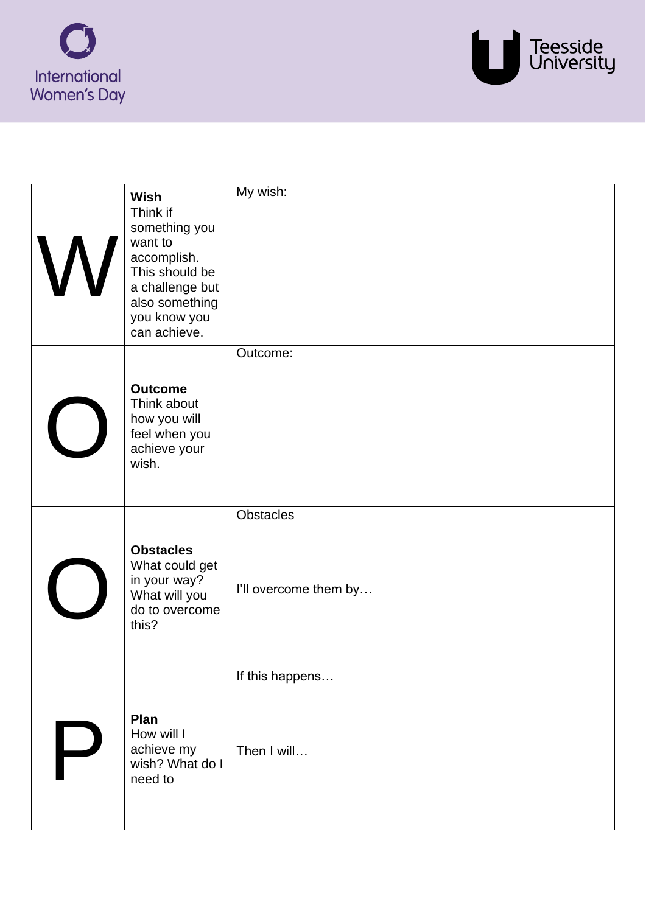International Women's Day

Teesside University

| | | |
|---|---|---|
| W | **Wish** Think if something you want to accomplish. This should be a challenge but also something you know you can achieve. | My wish: |
| O | **Outcome** Think about how you will feel when you achieve your wish. | Outcome: |
| O | **Obstacles** What could get in your way? What will you do to overcome this? | Obstacles<br><br>I'll overcome them by… |
| P | **Plan** How will I achieve my wish? What do I need to | If this happens…<br><br>Then I will… |